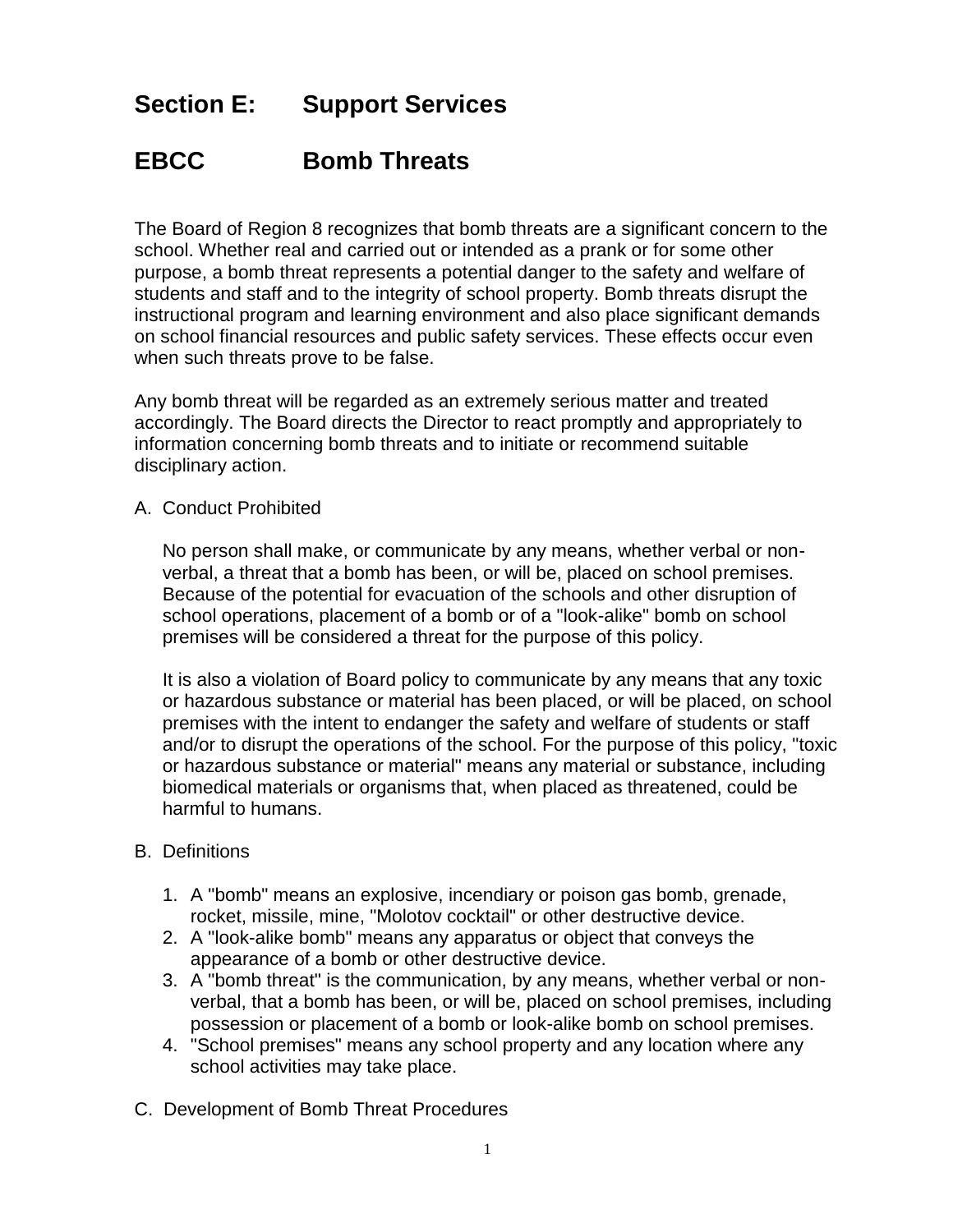# Section E: Support Services

# EBCC Bomb Threats

The Board of Region 8 recognizes that bomb threats are a significant concern to the school. Whether real and carried out or intended as a prank or for some other purpose, a bomb threat represents a potential danger to the safety and welfare of students and staff and to the integrity of school property. Bomb threats disrupt the instructional program and learning environment and also place significant demands on school financial resources and public safety services. These effects occur even when such threats prove to be false.

Any bomb threat will be regarded as an extremely serious matter and treated accordingly. The Board directs the Director to react promptly and appropriately to information concerning bomb threats and to initiate or recommend suitable disciplinary action.

A. Conduct Prohibited

No person shall make, or communicate by any means, whether verbal or non-verbal, a threat that a bomb has been, or will be, placed on school premises. Because of the potential for evacuation of the schools and other disruption of school operations, placement of a bomb or of a "look-alike" bomb on school premises will be considered a threat for the purpose of this policy.

It is also a violation of Board policy to communicate by any means that any toxic or hazardous substance or material has been placed, or will be placed, on school premises with the intent to endanger the safety and welfare of students or staff and/or to disrupt the operations of the school. For the purpose of this policy, "toxic or hazardous substance or material" means any material or substance, including biomedical materials or organisms that, when placed as threatened, could be harmful to humans.

B. Definitions

1. A "bomb" means an explosive, incendiary or poison gas bomb, grenade, rocket, missile, mine, "Molotov cocktail" or other destructive device.
2. A "look-alike bomb" means any apparatus or object that conveys the appearance of a bomb or other destructive device.
3. A "bomb threat" is the communication, by any means, whether verbal or non-verbal, that a bomb has been, or will be, placed on school premises, including possession or placement of a bomb or look-alike bomb on school premises.
4. "School premises" means any school property and any location where any school activities may take place.

C. Development of Bomb Threat Procedures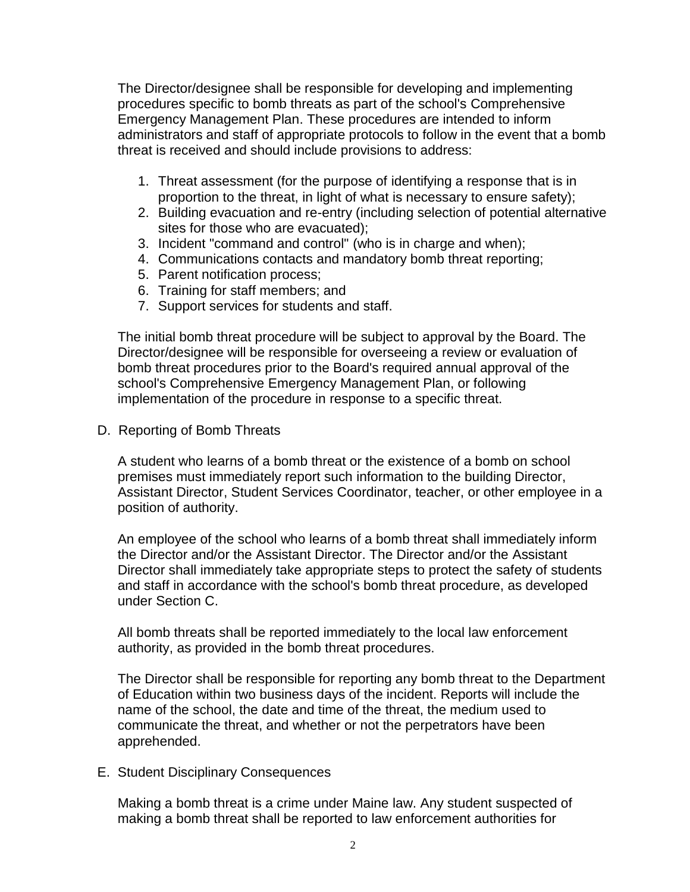The Director/designee shall be responsible for developing and implementing procedures specific to bomb threats as part of the school's Comprehensive Emergency Management Plan. These procedures are intended to inform administrators and staff of appropriate protocols to follow in the event that a bomb threat is received and should include provisions to address:

1. Threat assessment (for the purpose of identifying a response that is in proportion to the threat, in light of what is necessary to ensure safety);
2. Building evacuation and re-entry (including selection of potential alternative sites for those who are evacuated);
3. Incident "command and control" (who is in charge and when);
4. Communications contacts and mandatory bomb threat reporting;
5. Parent notification process;
6. Training for staff members; and
7. Support services for students and staff.

The initial bomb threat procedure will be subject to approval by the Board. The Director/designee will be responsible for overseeing a review or evaluation of bomb threat procedures prior to the Board's required annual approval of the school's Comprehensive Emergency Management Plan, or following implementation of the procedure in response to a specific threat.

D. Reporting of Bomb Threats

A student who learns of a bomb threat or the existence of a bomb on school premises must immediately report such information to the building Director, Assistant Director, Student Services Coordinator, teacher, or other employee in a position of authority.

An employee of the school who learns of a bomb threat shall immediately inform the Director and/or the Assistant Director. The Director and/or the Assistant Director shall immediately take appropriate steps to protect the safety of students and staff in accordance with the school's bomb threat procedure, as developed under Section C.

All bomb threats shall be reported immediately to the local law enforcement authority, as provided in the bomb threat procedures.

The Director shall be responsible for reporting any bomb threat to the Department of Education within two business days of the incident. Reports will include the name of the school, the date and time of the threat, the medium used to communicate the threat, and whether or not the perpetrators have been apprehended.

E. Student Disciplinary Consequences

Making a bomb threat is a crime under Maine law. Any student suspected of making a bomb threat shall be reported to law enforcement authorities for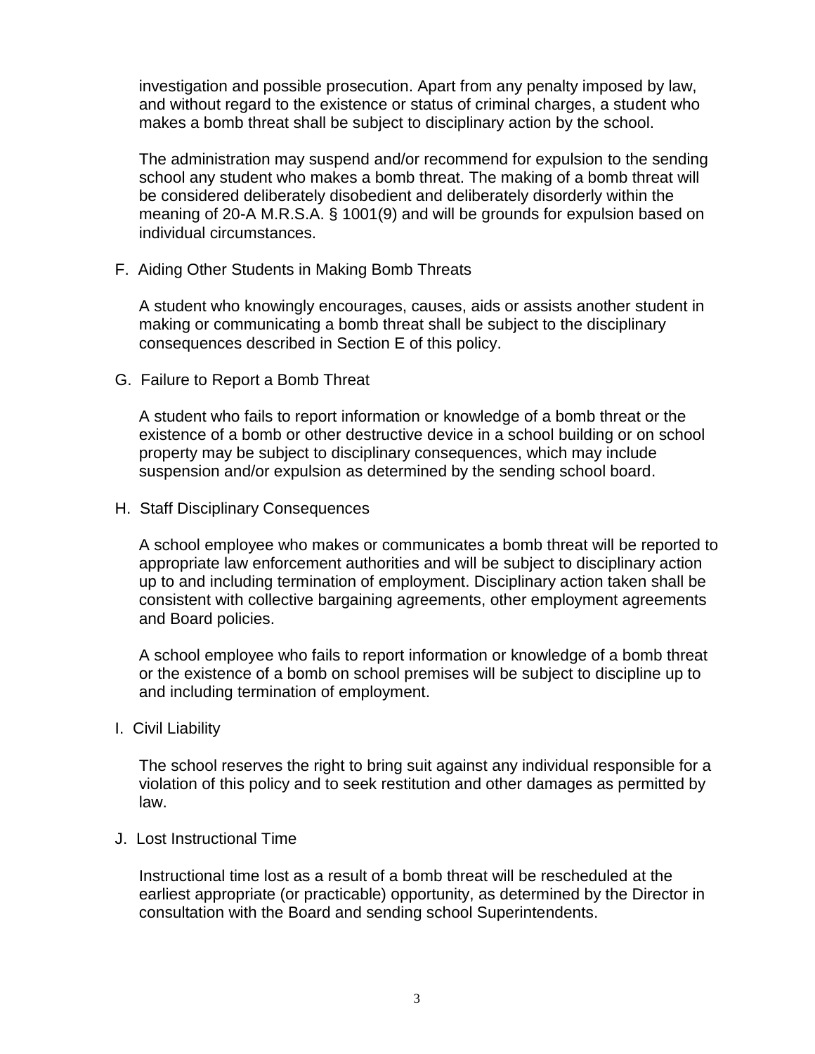investigation and possible prosecution. Apart from any penalty imposed by law, and without regard to the existence or status of criminal charges, a student who makes a bomb threat shall be subject to disciplinary action by the school.

The administration may suspend and/or recommend for expulsion to the sending school any student who makes a bomb threat. The making of a bomb threat will be considered deliberately disobedient and deliberately disorderly within the meaning of 20-A M.R.S.A. § 1001(9) and will be grounds for expulsion based on individual circumstances.

F. Aiding Other Students in Making Bomb Threats

A student who knowingly encourages, causes, aids or assists another student in making or communicating a bomb threat shall be subject to the disciplinary consequences described in Section E of this policy.

G. Failure to Report a Bomb Threat

A student who fails to report information or knowledge of a bomb threat or the existence of a bomb or other destructive device in a school building or on school property may be subject to disciplinary consequences, which may include suspension and/or expulsion as determined by the sending school board.

H. Staff Disciplinary Consequences

A school employee who makes or communicates a bomb threat will be reported to appropriate law enforcement authorities and will be subject to disciplinary action up to and including termination of employment. Disciplinary action taken shall be consistent with collective bargaining agreements, other employment agreements and Board policies.

A school employee who fails to report information or knowledge of a bomb threat or the existence of a bomb on school premises will be subject to discipline up to and including termination of employment.

I. Civil Liability

The school reserves the right to bring suit against any individual responsible for a violation of this policy and to seek restitution and other damages as permitted by law.

J. Lost Instructional Time

Instructional time lost as a result of a bomb threat will be rescheduled at the earliest appropriate (or practicable) opportunity, as determined by the Director in consultation with the Board and sending school Superintendents.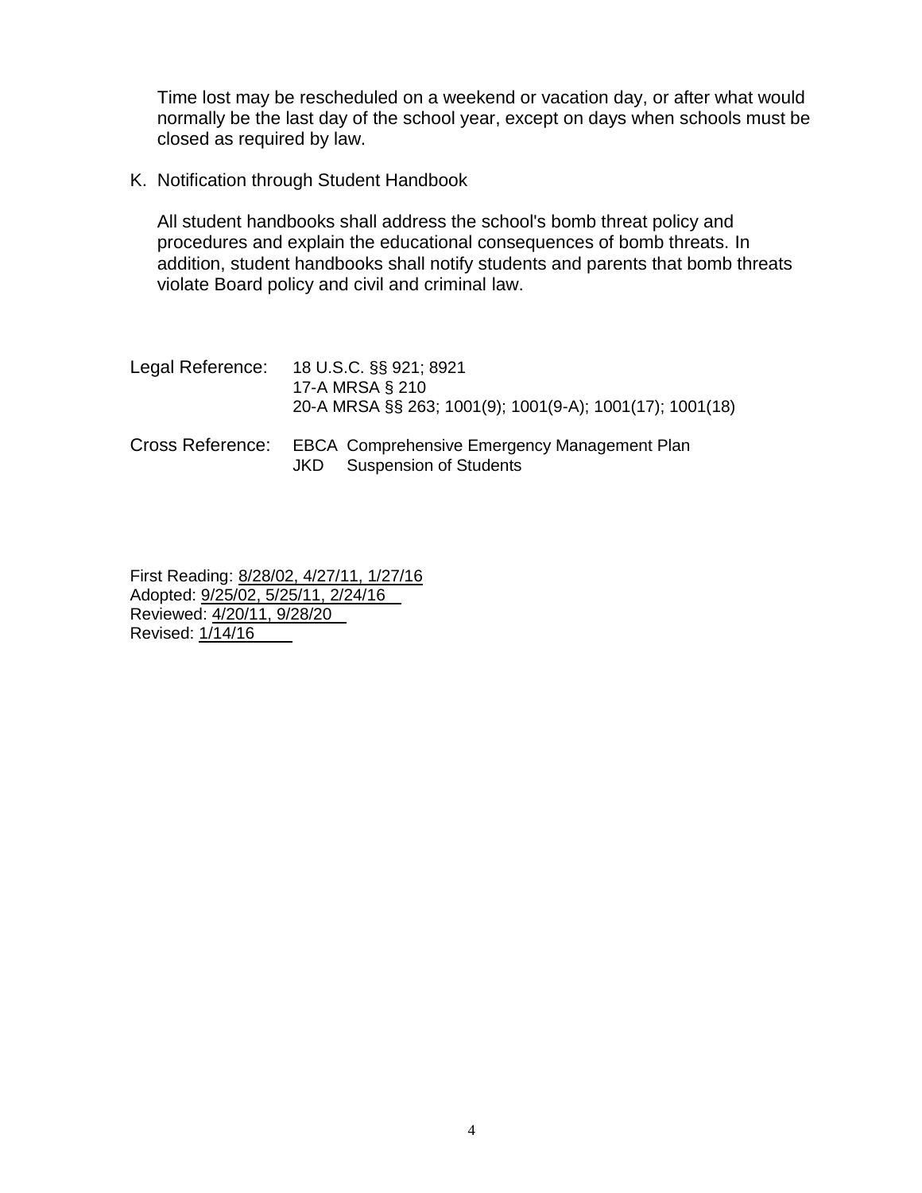Time lost may be rescheduled on a weekend or vacation day, or after what would normally be the last day of the school year, except on days when schools must be closed as required by law.

K. Notification through Student Handbook

All student handbooks shall address the school's bomb threat policy and procedures and explain the educational consequences of bomb threats. In addition, student handbooks shall notify students and parents that bomb threats violate Board policy and civil and criminal law.

Legal Reference: 18 U.S.C. §§ 921; 8921
17-A MRSA § 210
20-A MRSA §§ 263; 1001(9); 1001(9-A); 1001(17); 1001(18)

Cross Reference: EBCA Comprehensive Emergency Management Plan
JKD Suspension of Students

First Reading: 8/28/02, 4/27/11, 1/27/16
Adopted: 9/25/02, 5/25/11, 2/24/16
Reviewed: 4/20/11, 9/28/20
Revised: 1/14/16